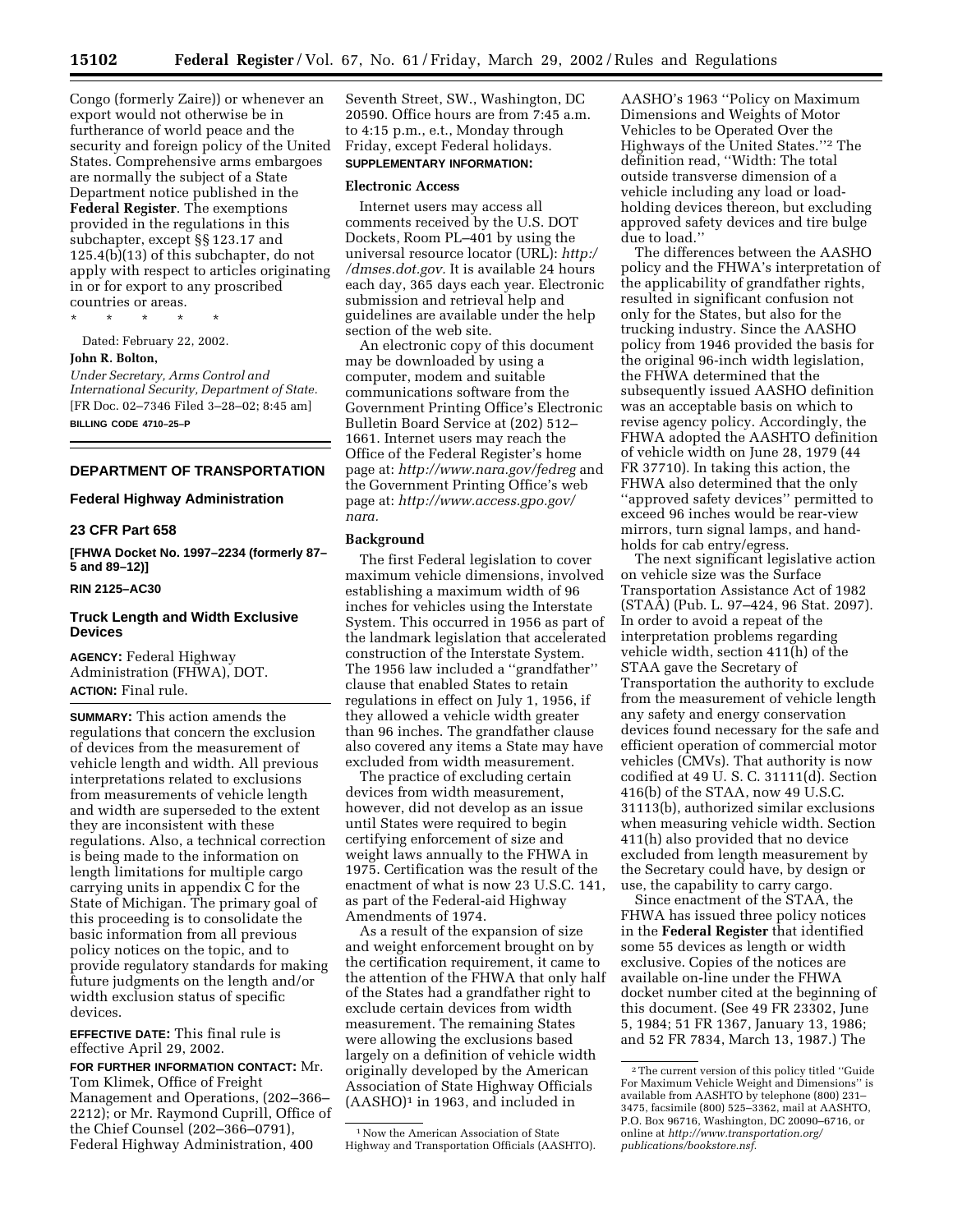Congo (formerly Zaire)) or whenever an export would not otherwise be in furtherance of world peace and the security and foreign policy of the United States. Comprehensive arms embargoes are normally the subject of a State Department notice published in the **Federal Register**. The exemptions provided in the regulations in this subchapter, except §§ 123.17 and 125.4(b)(13) of this subchapter, do not apply with respect to articles originating in or for export to any proscribed countries or areas.

\* \* \* \* \*

Dated: February 22, 2002.

**John R. Bolton,**

*Under Secretary, Arms Control and International Security, Department of State.*

[FR Doc. 02–7346 Filed 3–28–02; 8:45 am]

**BILLING CODE 4710–25–P**

---

## DEPARTMENT OF TRANSPORTATION

### Federal Highway Administration

### 23 CFR Part 658

**[FHWA Docket No. 1997–2234 (formerly 87–5 and 89–12)]**

**RIN 2125–AC30**

### Truck Length and Width Exclusive Devices

**AGENCY:** Federal Highway Administration (FHWA), DOT.

**ACTION:** Final rule.

**SUMMARY:** This action amends the regulations that concern the exclusion of devices from the measurement of vehicle length and width. All previous interpretations related to exclusions from measurements of vehicle length and width are superseded to the extent they are inconsistent with these regulations. Also, a technical correction is being made to the information on length limitations for multiple cargo carrying units in appendix C for the State of Michigan. The primary goal of this proceeding is to consolidate the basic information from all previous policy notices on the topic, and to provide regulatory standards for making future judgments on the length and/or width exclusion status of specific devices.

**EFFECTIVE DATE:** This final rule is effective April 29, 2002.

**FOR FURTHER INFORMATION CONTACT:** Mr. Tom Klimek, Office of Freight Management and Operations, (202–366–2212); or Mr. Raymond Cuprill, Office of the Chief Counsel (202–366–0791), Federal Highway Administration, 400 Seventh Street, SW., Washington, DC 20590. Office hours are from 7:45 a.m. to 4:15 p.m., e.t., Monday through Friday, except Federal holidays.

**SUPPLEMENTARY INFORMATION:**

#### Electronic Access

Internet users may access all comments received by the U.S. DOT Dockets, Room PL–401 by using the universal resource locator (URL): *http://dmses.dot.gov.* It is available 24 hours each day, 365 days each year. Electronic submission and retrieval help and guidelines are available under the help section of the web site.

An electronic copy of this document may be downloaded by using a computer, modem and suitable communications software from the Government Printing Office's Electronic Bulletin Board Service at (202) 512–1661. Internet users may reach the Office of the Federal Register's home page at: *http://www.nara.gov/fedreg* and the Government Printing Office's web page at: *http://www.access.gpo.gov/nara.*

#### Background

The first Federal legislation to cover maximum vehicle dimensions, involved establishing a maximum width of 96 inches for vehicles using the Interstate System. This occurred in 1956 as part of the landmark legislation that accelerated construction of the Interstate System. The 1956 law included a ''grandfather'' clause that enabled States to retain regulations in effect on July 1, 1956, if they allowed a vehicle width greater than 96 inches. The grandfather clause also covered any items a State may have excluded from width measurement.

The practice of excluding certain devices from width measurement, however, did not develop as an issue until States were required to begin certifying enforcement of size and weight laws annually to the FHWA in 1975. Certification was the result of the enactment of what is now 23 U.S.C. 141, as part of the Federal-aid Highway Amendments of 1974.

As a result of the expansion of size and weight enforcement brought on by the certification requirement, it came to the attention of the FHWA that only half of the States had a grandfather right to exclude certain devices from width measurement. The remaining States were allowing the exclusions based largely on a definition of vehicle width originally developed by the American Association of State Highway Officials (AASHO)[1] in 1963, and included in AASHO's 1963 ''Policy on Maximum Dimensions and Weights of Motor Vehicles to be Operated Over the Highways of the United States.''[2] The definition read, ''Width: The total outside transverse dimension of a vehicle including any load or load-holding devices thereon, but excluding approved safety devices and tire bulge due to load.''

The differences between the AASHO policy and the FHWA's interpretation of the applicability of grandfather rights, resulted in significant confusion not only for the States, but also for the trucking industry. Since the AASHO policy from 1946 provided the basis for the original 96-inch width legislation, the FHWA determined that the subsequently issued AASHO definition was an acceptable basis on which to revise agency policy. Accordingly, the FHWA adopted the AASHTO definition of vehicle width on June 28, 1979 (44 FR 37710). In taking this action, the FHWA also determined that the only ''approved safety devices'' permitted to exceed 96 inches would be rear-view mirrors, turn signal lamps, and handholds for cab entry/egress.

The next significant legislative action on vehicle size was the Surface Transportation Assistance Act of 1982 (STAA) (Pub. L. 97–424, 96 Stat. 2097). In order to avoid a repeat of the interpretation problems regarding vehicle width, section 411(h) of the STAA gave the Secretary of Transportation the authority to exclude from the measurement of vehicle length any safety and energy conservation devices found necessary for the safe and efficient operation of commercial motor vehicles (CMVs). That authority is now codified at 49 U. S. C. 31111(d). Section 416(b) of the STAA, now 49 U.S.C. 31113(b), authorized similar exclusions when measuring vehicle width. Section 411(h) also provided that no device excluded from length measurement by the Secretary could have, by design or use, the capability to carry cargo.

Since enactment of the STAA, the FHWA has issued three policy notices in the **Federal Register** that identified some 55 devices as length or width exclusive. Copies of the notices are available on-line under the FHWA docket number cited at the beginning of this document. (See 49 FR 23302, June 5, 1984; 51 FR 1367, January 13, 1986; and 52 FR 7834, March 13, 1987.) The

[1] Now the American Association of State Highway and Transportation Officials (AASHTO).

[2] The current version of this policy titled ''Guide For Maximum Vehicle Weight and Dimensions'' is available from AASHTO by telephone (800) 231–3475, facsimile (800) 525–3362, mail at AASHTO, P.O. Box 96716, Washington, DC 20090–6716, or online at *http://www.transportation.org/publications/bookstore.nsf.*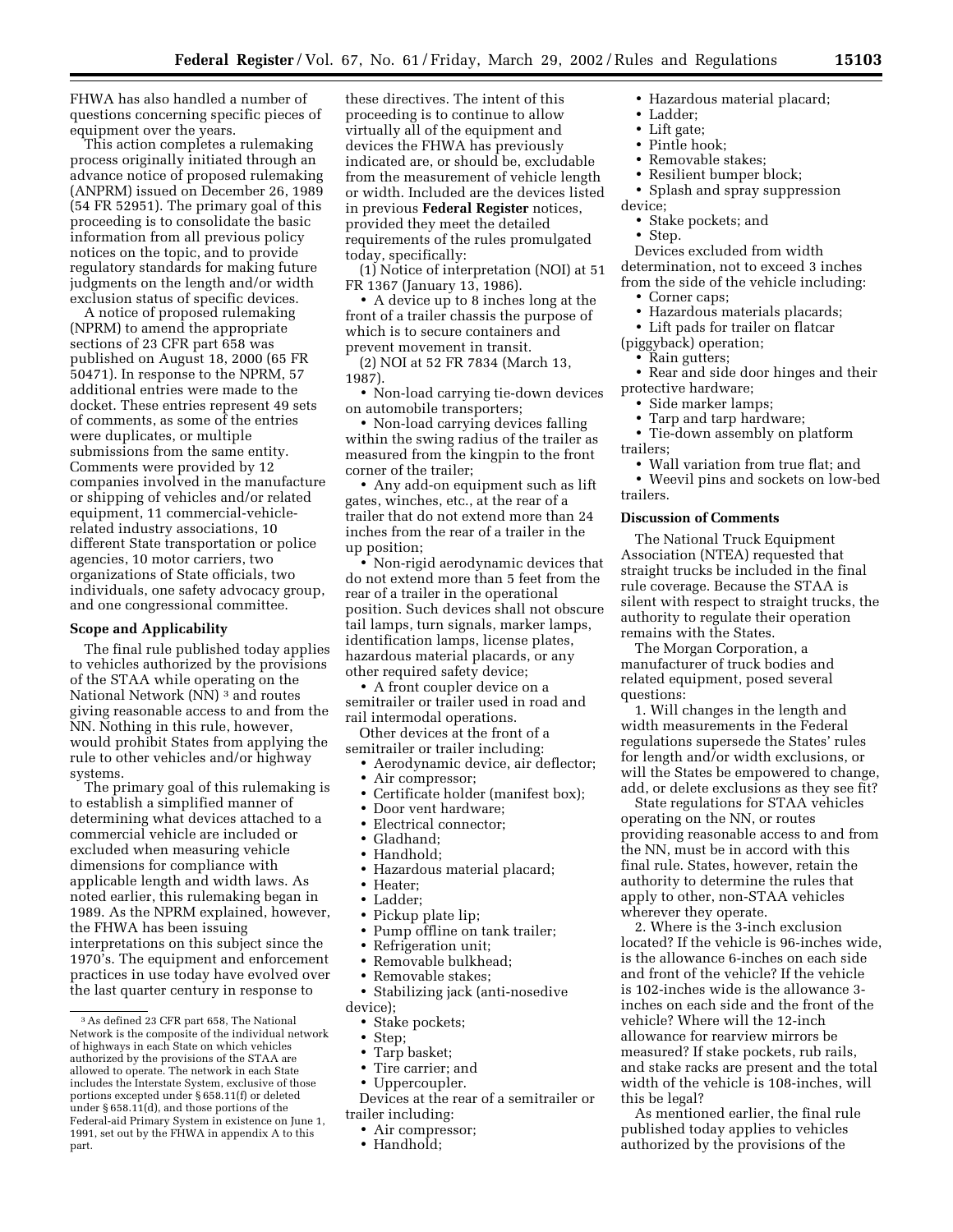FHWA has also handled a number of questions concerning specific pieces of equipment over the years.

This action completes a rulemaking process originally initiated through an advance notice of proposed rulemaking (ANPRM) issued on December 26, 1989 (54 FR 52951). The primary goal of this proceeding is to consolidate the basic information from all previous policy notices on the topic, and to provide regulatory standards for making future judgments on the length and/or width exclusion status of specific devices.

A notice of proposed rulemaking (NPRM) to amend the appropriate sections of 23 CFR part 658 was published on August 18, 2000 (65 FR 50471). In response to the NPRM, 57 additional entries were made to the docket. These entries represent 49 sets of comments, as some of the entries were duplicates, or multiple submissions from the same entity. Comments were provided by 12 companies involved in the manufacture or shipping of vehicles and/or related equipment, 11 commercial-vehicle-related industry associations, 10 different State transportation or police agencies, 10 motor carriers, two organizations of State officials, two individuals, one safety advocacy group, and one congressional committee.

**Scope and Applicability**

The final rule published today applies to vehicles authorized by the provisions of the STAA while operating on the National Network (NN) [3] and routes giving reasonable access to and from the NN. Nothing in this rule, however, would prohibit States from applying the rule to other vehicles and/or highway systems.

The primary goal of this rulemaking is to establish a simplified manner of determining what devices attached to a commercial vehicle are included or excluded when measuring vehicle dimensions for compliance with applicable length and width laws. As noted earlier, this rulemaking began in 1989. As the NPRM explained, however, the FHWA has been issuing interpretations on this subject since the 1970's. The equipment and enforcement practices in use today have evolved over the last quarter century in response to these directives. The intent of this proceeding is to continue to allow virtually all of the equipment and devices the FHWA has previously indicated are, or should be, excludable from the measurement of vehicle length or width. Included are the devices listed in previous **Federal Register** notices, provided they meet the detailed requirements of the rules promulgated today, specifically:

(1) Notice of interpretation (NOI) at 51 FR 1367 (January 13, 1986).

- A device up to 8 inches long at the front of a trailer chassis the purpose of which is to secure containers and prevent movement in transit.

(2) NOI at 52 FR 7834 (March 13, 1987).

- Non-load carrying tie-down devices on automobile transporters;
- Non-load carrying devices falling within the swing radius of the trailer as measured from the kingpin to the front corner of the trailer;
- Any add-on equipment such as lift gates, winches, etc., at the rear of a trailer that do not extend more than 24 inches from the rear of a trailer in the up position;
- Non-rigid aerodynamic devices that do not extend more than 5 feet from the rear of a trailer in the operational position. Such devices shall not obscure tail lamps, turn signals, marker lamps, identification lamps, license plates, hazardous material placards, or any other required safety device;
- A front coupler device on a semitrailer or trailer used in road and rail intermodal operations.

Other devices at the front of a semitrailer or trailer including:

- Aerodynamic device, air deflector;
- Air compressor;
- Certificate holder (manifest box);
- Door vent hardware;
- Electrical connector;
- Gladhand;
- Handhold;
- Hazardous material placard;
- Heater;
- Ladder;
- Pickup plate lip;
- Pump offline on tank trailer;
- Refrigeration unit;
- Removable bulkhead;
- Removable stakes;
- Stabilizing jack (anti-nosedive device);
- Stake pockets;
- Step;
- Tarp basket;
- Tire carrier; and
- Uppercoupler.

Devices at the rear of a semitrailer or trailer including:

- Air compressor;
- Handhold;
- Hazardous material placard;
- Ladder;
- Lift gate;
- Pintle hook;
- Removable stakes;
- Resilient bumper block;
- Splash and spray suppression device;
- Stake pockets; and
- Step.

Devices excluded from width determination, not to exceed 3 inches from the side of the vehicle including:

- Corner caps;
- Hazardous materials placards;
- Lift pads for trailer on flatcar (piggyback) operation;
- Rain gutters;
- Rear and side door hinges and their protective hardware;
- Side marker lamps;
- Tarp and tarp hardware;
- Tie-down assembly on platform trailers;
- Wall variation from true flat; and
- Weevil pins and sockets on low-bed trailers.

**Discussion of Comments**

The National Truck Equipment Association (NTEA) requested that straight trucks be included in the final rule coverage. Because the STAA is silent with respect to straight trucks, the authority to regulate their operation remains with the States.

The Morgan Corporation, a manufacturer of truck bodies and related equipment, posed several questions:

1. Will changes in the length and width measurements in the Federal regulations supersede the States' rules for length and/or width exclusions, or will the States be empowered to change, add, or delete exclusions as they see fit?

State regulations for STAA vehicles operating on the NN, or routes providing reasonable access to and from the NN, must be in accord with this final rule. States, however, retain the authority to determine the rules that apply to other, non-STAA vehicles wherever they operate.

2. Where is the 3-inch exclusion located? If the vehicle is 96-inches wide, is the allowance 6-inches on each side and front of the vehicle? If the vehicle is 102-inches wide is the allowance 3-inches on each side and the front of the vehicle? Where will the 12-inch allowance for rearview mirrors be measured? If stake pockets, rub rails, and stake racks are present and the total width of the vehicle is 108-inches, will this be legal?

As mentioned earlier, the final rule published today applies to vehicles authorized by the provisions of the

[3] As defined 23 CFR part 658, The National Network is the composite of the individual network of highways in each State on which vehicles authorized by the provisions of the STAA are allowed to operate. The network in each State includes the Interstate System, exclusive of those portions excepted under § 658.11(f) or deleted under § 658.11(d), and those portions of the Federal-aid Primary System in existence on June 1, 1991, set out by the FHWA in appendix A to this part.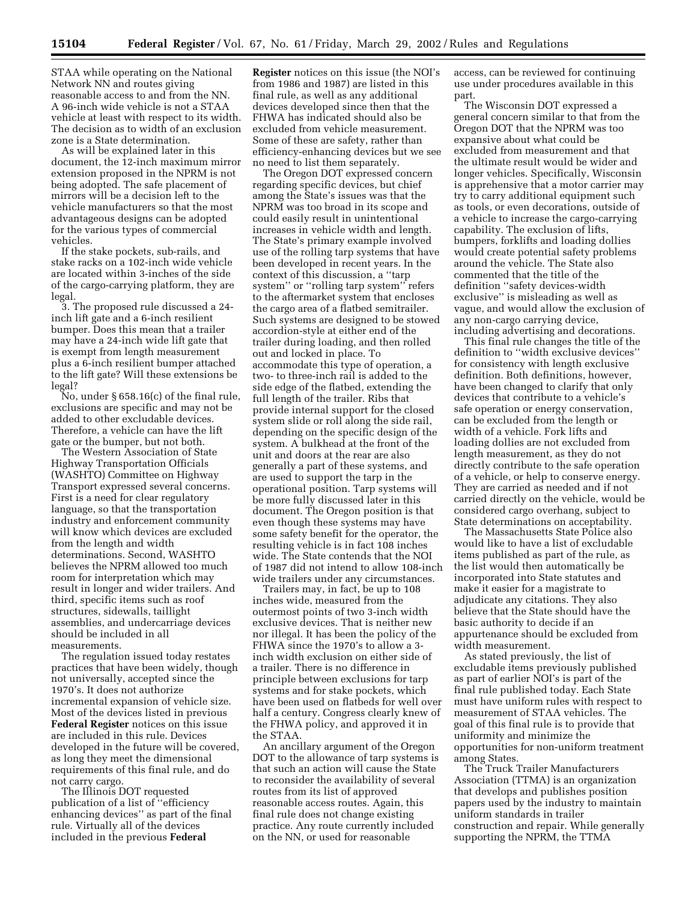STAA while operating on the National Network NN and routes giving reasonable access to and from the NN. A 96-inch wide vehicle is not a STAA vehicle at least with respect to its width. The decision as to width of an exclusion zone is a State determination.

As will be explained later in this document, the 12-inch maximum mirror extension proposed in the NPRM is not being adopted. The safe placement of mirrors will be a decision left to the vehicle manufacturers so that the most advantageous designs can be adopted for the various types of commercial vehicles.

If the stake pockets, sub-rails, and stake racks on a 102-inch wide vehicle are located within 3-inches of the side of the cargo-carrying platform, they are legal.

3. The proposed rule discussed a 24-inch lift gate and a 6-inch resilient bumper. Does this mean that a trailer may have a 24-inch wide lift gate that is exempt from length measurement plus a 6-inch resilient bumper attached to the lift gate? Will these extensions be legal?

No, under § 658.16(c) of the final rule, exclusions are specific and may not be added to other excludable devices. Therefore, a vehicle can have the lift gate or the bumper, but not both.

The Western Association of State Highway Transportation Officials (WASHTO) Committee on Highway Transport expressed several concerns. First is a need for clear regulatory language, so that the transportation industry and enforcement community will know which devices are excluded from the length and width determinations. Second, WASHTO believes the NPRM allowed too much room for interpretation which may result in longer and wider trailers. And third, specific items such as roof structures, sidewalls, taillight assemblies, and undercarriage devices should be included in all measurements.

The regulation issued today restates practices that have been widely, though not universally, accepted since the 1970's. It does not authorize incremental expansion of vehicle size. Most of the devices listed in previous **Federal Register** notices on this issue are included in this rule. Devices developed in the future will be covered, as long they meet the dimensional requirements of this final rule, and do not carry cargo.

The Illinois DOT requested publication of a list of ''efficiency enhancing devices'' as part of the final rule. Virtually all of the devices included in the previous **Federal Register** notices on this issue (the NOI's from 1986 and 1987) are listed in this final rule, as well as any additional devices developed since then that the FHWA has indicated should also be excluded from vehicle measurement. Some of these are safety, rather than efficiency-enhancing devices but we see no need to list them separately.

The Oregon DOT expressed concern regarding specific devices, but chief among the State's issues was that the NPRM was too broad in its scope and could easily result in unintentional increases in vehicle width and length. The State's primary example involved use of the rolling tarp systems that have been developed in recent years. In the context of this discussion, a ''tarp system'' or ''rolling tarp system'' refers to the aftermarket system that encloses the cargo area of a flatbed semitrailer. Such systems are designed to be stowed accordion-style at either end of the trailer during loading, and then rolled out and locked in place. To accommodate this type of operation, a two- to three-inch rail is added to the side edge of the flatbed, extending the full length of the trailer. Ribs that provide internal support for the closed system slide or roll along the side rail, depending on the specific design of the system. A bulkhead at the front of the unit and doors at the rear are also generally a part of these systems, and are used to support the tarp in the operational position. Tarp systems will be more fully discussed later in this document. The Oregon position is that even though these systems may have some safety benefit for the operator, the resulting vehicle is in fact 108 inches wide. The State contends that the NOI of 1987 did not intend to allow 108-inch wide trailers under any circumstances.

Trailers may, in fact, be up to 108 inches wide, measured from the outermost points of two 3-inch width exclusive devices. That is neither new nor illegal. It has been the policy of the FHWA since the 1970's to allow a 3-inch width exclusion on either side of a trailer. There is no difference in principle between exclusions for tarp systems and for stake pockets, which have been used on flatbeds for well over half a century. Congress clearly knew of the FHWA policy, and approved it in the STAA.

An ancillary argument of the Oregon DOT to the allowance of tarp systems is that such an action will cause the State to reconsider the availability of several routes from its list of approved reasonable access routes. Again, this final rule does not change existing practice. Any route currently included on the NN, or used for reasonable access, can be reviewed for continuing use under procedures available in this part.

The Wisconsin DOT expressed a general concern similar to that from the Oregon DOT that the NPRM was too expansive about what could be excluded from measurement and that the ultimate result would be wider and longer vehicles. Specifically, Wisconsin is apprehensive that a motor carrier may try to carry additional equipment such as tools, or even decorations, outside of a vehicle to increase the cargo-carrying capability. The exclusion of lifts, bumpers, forklifts and loading dollies would create potential safety problems around the vehicle. The State also commented that the title of the definition ''safety devices-width exclusive'' is misleading as well as vague, and would allow the exclusion of any non-cargo carrying device, including advertising and decorations.

This final rule changes the title of the definition to ''width exclusive devices'' for consistency with length exclusive definition. Both definitions, however, have been changed to clarify that only devices that contribute to a vehicle's safe operation or energy conservation, can be excluded from the length or width of a vehicle. Fork lifts and loading dollies are not excluded from length measurement, as they do not directly contribute to the safe operation of a vehicle, or help to conserve energy. They are carried as needed and if not carried directly on the vehicle, would be considered cargo overhang, subject to State determinations on acceptability.

The Massachusetts State Police also would like to have a list of excludable items published as part of the rule, as the list would then automatically be incorporated into State statutes and make it easier for a magistrate to adjudicate any citations. They also believe that the State should have the basic authority to decide if an appurtenance should be excluded from width measurement.

As stated previously, the list of excludable items previously published as part of earlier NOI's is part of the final rule published today. Each State must have uniform rules with respect to measurement of STAA vehicles. The goal of this final rule is to provide that uniformity and minimize the opportunities for non-uniform treatment among States.

The Truck Trailer Manufacturers Association (TTMA) is an organization that develops and publishes position papers used by the industry to maintain uniform standards in trailer construction and repair. While generally supporting the NPRM, the TTMA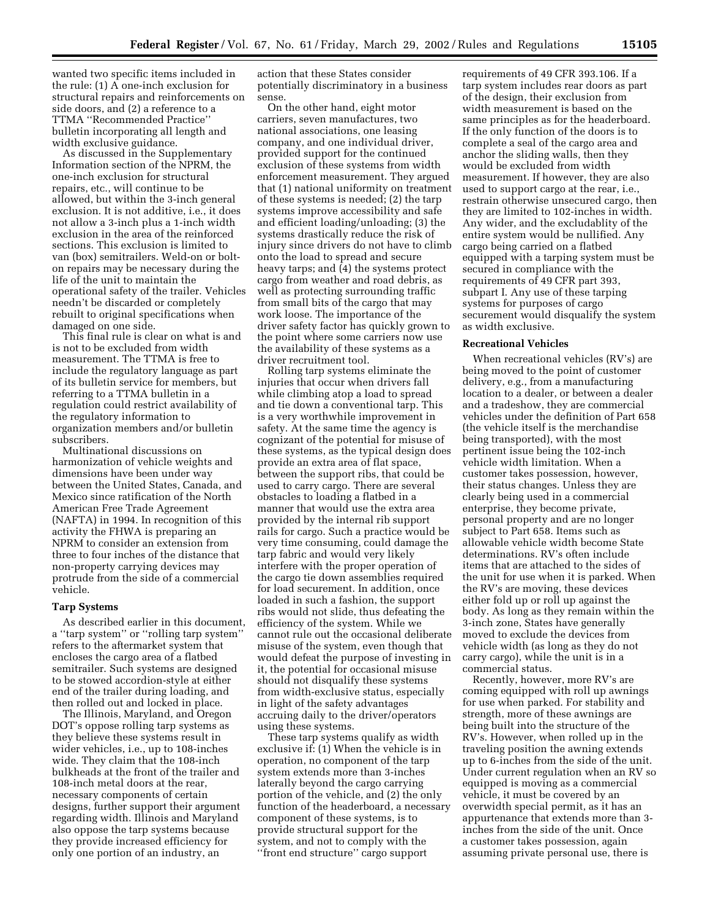wanted two specific items included in the rule: (1) A one-inch exclusion for structural repairs and reinforcements on side doors, and (2) a reference to a TTMA "Recommended Practice" bulletin incorporating all length and width exclusive guidance.

As discussed in the Supplementary Information section of the NPRM, the one-inch exclusion for structural repairs, etc., will continue to be allowed, but within the 3-inch general exclusion. It is not additive, i.e., it does not allow a 3-inch plus a 1-inch width exclusion in the area of the reinforced sections. This exclusion is limited to van (box) semitrailers. Weld-on or bolt-on repairs may be necessary during the life of the unit to maintain the operational safety of the trailer. Vehicles needn't be discarded or completely rebuilt to original specifications when damaged on one side.

This final rule is clear on what is and is not to be excluded from width measurement. The TTMA is free to include the regulatory language as part of its bulletin service for members, but referring to a TTMA bulletin in a regulation could restrict availability of the regulatory information to organization members and/or bulletin subscribers.

Multinational discussions on harmonization of vehicle weights and dimensions have been under way between the United States, Canada, and Mexico since ratification of the North American Free Trade Agreement (NAFTA) in 1994. In recognition of this activity the FHWA is preparing an NPRM to consider an extension from three to four inches of the distance that non-property carrying devices may protrude from the side of a commercial vehicle.

**Tarp Systems**

As described earlier in this document, a "tarp system" or "rolling tarp system" refers to the aftermarket system that encloses the cargo area of a flatbed semitrailer. Such systems are designed to be stowed accordion-style at either end of the trailer during loading, and then rolled out and locked in place.

The Illinois, Maryland, and Oregon DOT's oppose rolling tarp systems as they believe these systems result in wider vehicles, i.e., up to 108-inches wide. They claim that the 108-inch bulkheads at the front of the trailer and 108-inch metal doors at the rear, necessary components of certain designs, further support their argument regarding width. Illinois and Maryland also oppose the tarp systems because they provide increased efficiency for only one portion of an industry, an action that these States consider potentially discriminatory in a business sense.

On the other hand, eight motor carriers, seven manufactures, two national associations, one leasing company, and one individual driver, provided support for the continued exclusion of these systems from width enforcement measurement. They argued that (1) national uniformity on treatment of these systems is needed; (2) the tarp systems improve accessibility and safe and efficient loading/unloading; (3) the systems drastically reduce the risk of injury since drivers do not have to climb onto the load to spread and secure heavy tarps; and (4) the systems protect cargo from weather and road debris, as well as protecting surrounding traffic from small bits of the cargo that may work loose. The importance of the driver safety factor has quickly grown to the point where some carriers now use the availability of these systems as a driver recruitment tool.

Rolling tarp systems eliminate the injuries that occur when drivers fall while climbing atop a load to spread and tie down a conventional tarp. This is a very worthwhile improvement in safety. At the same time the agency is cognizant of the potential for misuse of these systems, as the typical design does provide an extra area of flat space, between the support ribs, that could be used to carry cargo. There are several obstacles to loading a flatbed in a manner that would use the extra area provided by the internal rib support rails for cargo. Such a practice would be very time consuming, could damage the tarp fabric and would very likely interfere with the proper operation of the cargo tie down assemblies required for load securement. In addition, once loaded in such a fashion, the support ribs would not slide, thus defeating the efficiency of the system. While we cannot rule out the occasional deliberate misuse of the system, even though that would defeat the purpose of investing in it, the potential for occasional misuse should not disqualify these systems from width-exclusive status, especially in light of the safety advantages accruing daily to the driver/operators using these systems.

These tarp systems qualify as width exclusive if: (1) When the vehicle is in operation, no component of the tarp system extends more than 3-inches laterally beyond the cargo carrying portion of the vehicle, and (2) the only function of the headerboard, a necessary component of these systems, is to provide structural support for the system, and not to comply with the "front end structure" cargo support requirements of 49 CFR 393.106. If a tarp system includes rear doors as part of the design, their exclusion from width measurement is based on the same principles as for the headerboard. If the only function of the doors is to complete a seal of the cargo area and anchor the sliding walls, then they would be excluded from width measurement. If however, they are also used to support cargo at the rear, i.e., restrain otherwise unsecured cargo, then they are limited to 102-inches in width. Any wider, and the excludablity of the entire system would be nullified. Any cargo being carried on a flatbed equipped with a tarping system must be secured in compliance with the requirements of 49 CFR part 393, subpart I. Any use of these tarping systems for purposes of cargo securement would disqualify the system as width exclusive.

**Recreational Vehicles**

When recreational vehicles (RV's) are being moved to the point of customer delivery, e.g., from a manufacturing location to a dealer, or between a dealer and a tradeshow, they are commercial vehicles under the definition of Part 658 (the vehicle itself is the merchandise being transported), with the most pertinent issue being the 102-inch vehicle width limitation. When a customer takes possession, however, their status changes. Unless they are clearly being used in a commercial enterprise, they become private, personal property and are no longer subject to Part 658. Items such as allowable vehicle width become State determinations. RV's often include items that are attached to the sides of the unit for use when it is parked. When the RV's are moving, these devices either fold up or roll up against the body. As long as they remain within the 3-inch zone, States have generally moved to exclude the devices from vehicle width (as long as they do not carry cargo), while the unit is in a commercial status.

Recently, however, more RV's are coming equipped with roll up awnings for use when parked. For stability and strength, more of these awnings are being built into the structure of the RV's. However, when rolled up in the traveling position the awning extends up to 6-inches from the side of the unit. Under current regulation when an RV so equipped is moving as a commercial vehicle, it must be covered by an overwidth special permit, as it has an appurtenance that extends more than 3-inches from the side of the unit. Once a customer takes possession, again assuming private personal use, there is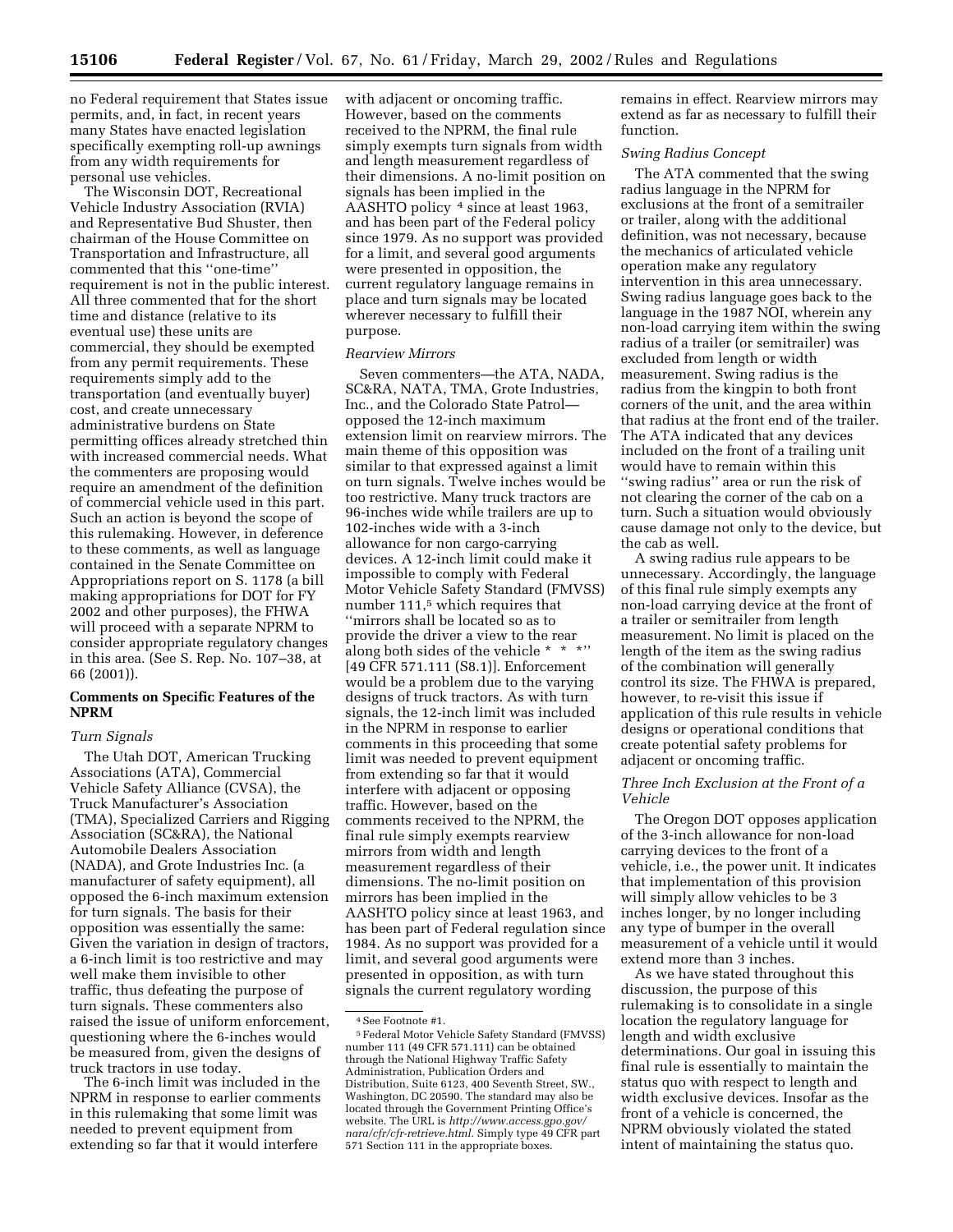no Federal requirement that States issue permits, and, in fact, in recent years many States have enacted legislation specifically exempting roll-up awnings from any width requirements for personal use vehicles.

The Wisconsin DOT, Recreational Vehicle Industry Association (RVIA) and Representative Bud Shuster, then chairman of the House Committee on Transportation and Infrastructure, all commented that this ''one-time'' requirement is not in the public interest. All three commented that for the short time and distance (relative to its eventual use) these units are commercial, they should be exempted from any permit requirements. These requirements simply add to the transportation (and eventually buyer) cost, and create unnecessary administrative burdens on State permitting offices already stretched thin with increased commercial needs. What the commenters are proposing would require an amendment of the definition of commercial vehicle used in this part. Such an action is beyond the scope of this rulemaking. However, in deference to these comments, as well as language contained in the Senate Committee on Appropriations report on S. 1178 (a bill making appropriations for DOT for FY 2002 and other purposes), the FHWA will proceed with a separate NPRM to consider appropriate regulatory changes in this area. (See S. Rep. No. 107–38, at 66 (2001)).

## Comments on Specific Features of the NPRM

### *Turn Signals*

The Utah DOT, American Trucking Associations (ATA), Commercial Vehicle Safety Alliance (CVSA), the Truck Manufacturer's Association (TMA), Specialized Carriers and Rigging Association (SC&RA), the National Automobile Dealers Association (NADA), and Grote Industries Inc. (a manufacturer of safety equipment), all opposed the 6-inch maximum extension for turn signals. The basis for their opposition was essentially the same: Given the variation in design of tractors, a 6-inch limit is too restrictive and may well make them invisible to other traffic, thus defeating the purpose of turn signals. These commenters also raised the issue of uniform enforcement, questioning where the 6-inches would be measured from, given the designs of truck tractors in use today.

The 6-inch limit was included in the NPRM in response to earlier comments in this rulemaking that some limit was needed to prevent equipment from extending so far that it would interfere with adjacent or oncoming traffic. However, based on the comments received to the NPRM, the final rule simply exempts turn signals from width and length measurement regardless of their dimensions. A no-limit position on signals has been implied in the AASHTO policy [4] since at least 1963, and has been part of the Federal policy since 1979. As no support was provided for a limit, and several good arguments were presented in opposition, the current regulatory language remains in place and turn signals may be located wherever necessary to fulfill their purpose.

### *Rearview Mirrors*

Seven commenters—the ATA, NADA, SC&RA, NATA, TMA, Grote Industries, Inc., and the Colorado State Patrol—opposed the 12-inch maximum extension limit on rearview mirrors. The main theme of this opposition was similar to that expressed against a limit on turn signals. Twelve inches would be too restrictive. Many truck tractors are 96-inches wide while trailers are up to 102-inches wide with a 3-inch allowance for non cargo-carrying devices. A 12-inch limit could make it impossible to comply with Federal Motor Vehicle Safety Standard (FMVSS) number 111,[5] which requires that ''mirrors shall be located so as to provide the driver a view to the rear along both sides of the vehicle * * *'' [49 CFR 571.111 (S8.1)]. Enforcement would be a problem due to the varying designs of truck tractors. As with turn signals, the 12-inch limit was included in the NPRM in response to earlier comments in this proceeding that some limit was needed to prevent equipment from extending so far that it would interfere with adjacent or opposing traffic. However, based on the comments received to the NPRM, the final rule simply exempts rearview mirrors from width and length measurement regardless of their dimensions. The no-limit position on mirrors has been implied in the AASHTO policy since at least 1963, and has been part of Federal regulation since 1984. As no support was provided for a limit, and several good arguments were presented in opposition, as with turn signals the current regulatory wording remains in effect. Rearview mirrors may extend as far as necessary to fulfill their function.

### *Swing Radius Concept*

The ATA commented that the swing radius language in the NPRM for exclusions at the front of a semitrailer or trailer, along with the additional definition, was not necessary, because the mechanics of articulated vehicle operation make any regulatory intervention in this area unnecessary. Swing radius language goes back to the language in the 1987 NOI, wherein any non-load carrying item within the swing radius of a trailer (or semitrailer) was excluded from length or width measurement. Swing radius is the radius from the kingpin to both front corners of the unit, and the area within that radius at the front end of the trailer. The ATA indicated that any devices included on the front of a trailing unit would have to remain within this ''swing radius'' area or run the risk of not clearing the corner of the cab on a turn. Such a situation would obviously cause damage not only to the device, but the cab as well.

A swing radius rule appears to be unnecessary. Accordingly, the language of this final rule simply exempts any non-load carrying device at the front of a trailer or semitrailer from length measurement. No limit is placed on the length of the item as the swing radius of the combination will generally control its size. The FHWA is prepared, however, to re-visit this issue if application of this rule results in vehicle designs or operational conditions that create potential safety problems for adjacent or oncoming traffic.

### *Three Inch Exclusion at the Front of a Vehicle*

The Oregon DOT opposes application of the 3-inch allowance for non-load carrying devices to the front of a vehicle, i.e., the power unit. It indicates that implementation of this provision will simply allow vehicles to be 3 inches longer, by no longer including any type of bumper in the overall measurement of a vehicle until it would extend more than 3 inches.

As we have stated throughout this discussion, the purpose of this rulemaking is to consolidate in a single location the regulatory language for length and width exclusive determinations. Our goal in issuing this final rule is essentially to maintain the status quo with respect to length and width exclusive devices. Insofar as the front of a vehicle is concerned, the NPRM obviously violated the stated intent of maintaining the status quo.

---

[4] See Footnote #1.

[5] Federal Motor Vehicle Safety Standard (FMVSS) number 111 (49 CFR 571.111) can be obtained through the National Highway Traffic Safety Administration, Publication Orders and Distribution, Suite 6123, 400 Seventh Street, SW., Washington, DC 20590. The standard may also be located through the Government Printing Office's website. The URL is *http://www.access.gpo.gov/nara/cfr/cfr-retrieve.html.* Simply type 49 CFR part 571 Section 111 in the appropriate boxes.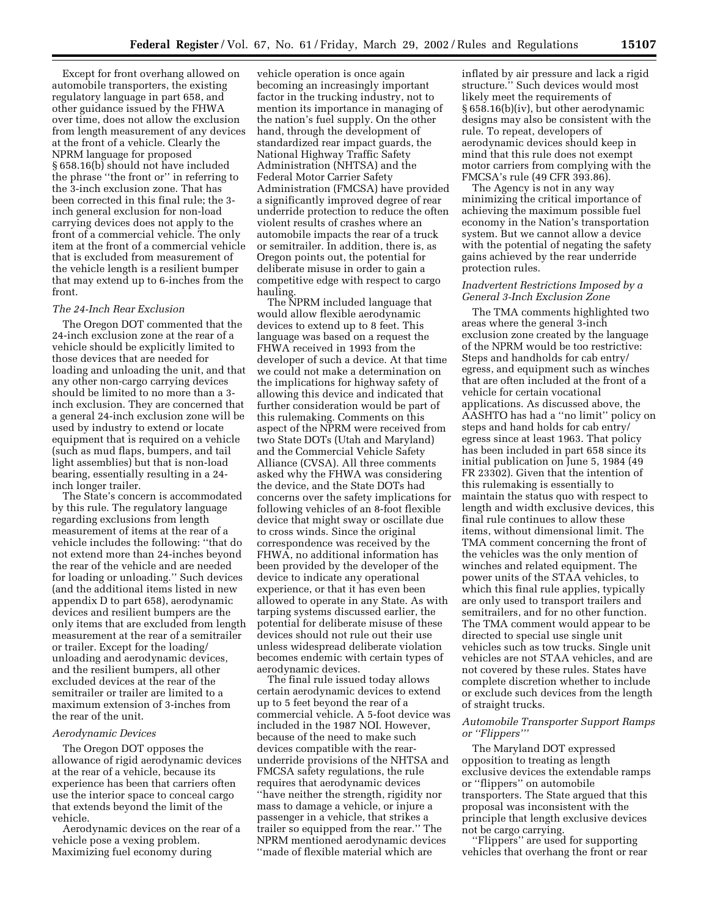Except for front overhang allowed on automobile transporters, the existing regulatory language in part 658, and other guidance issued by the FHWA over time, does not allow the exclusion from length measurement of any devices at the front of a vehicle. Clearly the NPRM language for proposed § 658.16(b) should not have included the phrase ''the front or'' in referring to the 3-inch exclusion zone. That has been corrected in this final rule; the 3-inch general exclusion for non-load carrying devices does not apply to the front of a commercial vehicle. The only item at the front of a commercial vehicle that is excluded from measurement of the vehicle length is a resilient bumper that may extend up to 6-inches from the front.

*The 24-Inch Rear Exclusion*

The Oregon DOT commented that the 24-inch exclusion zone at the rear of a vehicle should be explicitly limited to those devices that are needed for loading and unloading the unit, and that any other non-cargo carrying devices should be limited to no more than a 3-inch exclusion. They are concerned that a general 24-inch exclusion zone will be used by industry to extend or locate equipment that is required on a vehicle (such as mud flaps, bumpers, and tail light assemblies) but that is non-load bearing, essentially resulting in a 24-inch longer trailer.

The State's concern is accommodated by this rule. The regulatory language regarding exclusions from length measurement of items at the rear of a vehicle includes the following: ''that do not extend more than 24-inches beyond the rear of the vehicle and are needed for loading or unloading.'' Such devices (and the additional items listed in new appendix D to part 658), aerodynamic devices and resilient bumpers are the only items that are excluded from length measurement at the rear of a semitrailer or trailer. Except for the loading/unloading and aerodynamic devices, and the resilient bumpers, all other excluded devices at the rear of the semitrailer or trailer are limited to a maximum extension of 3-inches from the rear of the unit.

*Aerodynamic Devices*

The Oregon DOT opposes the allowance of rigid aerodynamic devices at the rear of a vehicle, because its experience has been that carriers often use the interior space to conceal cargo that extends beyond the limit of the vehicle.

Aerodynamic devices on the rear of a vehicle pose a vexing problem. Maximizing fuel economy during vehicle operation is once again becoming an increasingly important factor in the trucking industry, not to mention its importance in managing of the nation's fuel supply. On the other hand, through the development of standardized rear impact guards, the National Highway Traffic Safety Administration (NHTSA) and the Federal Motor Carrier Safety Administration (FMCSA) have provided a significantly improved degree of rear underride protection to reduce the often violent results of crashes where an automobile impacts the rear of a truck or semitrailer. In addition, there is, as Oregon points out, the potential for deliberate misuse in order to gain a competitive edge with respect to cargo hauling.

The NPRM included language that would allow flexible aerodynamic devices to extend up to 8 feet. This language was based on a request the FHWA received in 1993 from the developer of such a device. At that time we could not make a determination on the implications for highway safety of allowing this device and indicated that further consideration would be part of this rulemaking. Comments on this aspect of the NPRM were received from two State DOTs (Utah and Maryland) and the Commercial Vehicle Safety Alliance (CVSA). All three comments asked why the FHWA was considering the device, and the State DOTs had concerns over the safety implications for following vehicles of an 8-foot flexible device that might sway or oscillate due to cross winds. Since the original correspondence was received by the FHWA, no additional information has been provided by the developer of the device to indicate any operational experience, or that it has even been allowed to operate in any State. As with tarping systems discussed earlier, the potential for deliberate misuse of these devices should not rule out their use unless widespread deliberate violation becomes endemic with certain types of aerodynamic devices.

The final rule issued today allows certain aerodynamic devices to extend up to 5 feet beyond the rear of a commercial vehicle. A 5-foot device was included in the 1987 NOI. However, because of the need to make such devices compatible with the rear-underride provisions of the NHTSA and FMCSA safety regulations, the rule requires that aerodynamic devices ''have neither the strength, rigidity nor mass to damage a vehicle, or injure a passenger in a vehicle, that strikes a trailer so equipped from the rear.'' The NPRM mentioned aerodynamic devices ''made of flexible material which are inflated by air pressure and lack a rigid structure.'' Such devices would most likely meet the requirements of § 658.16(b)(iv), but other aerodynamic designs may also be consistent with the rule. To repeat, developers of aerodynamic devices should keep in mind that this rule does not exempt motor carriers from complying with the FMCSA's rule (49 CFR 393.86).

The Agency is not in any way minimizing the critical importance of achieving the maximum possible fuel economy in the Nation's transportation system. But we cannot allow a device with the potential of negating the safety gains achieved by the rear underride protection rules.

*Inadvertent Restrictions Imposed by a General 3-Inch Exclusion Zone*

The TMA comments highlighted two areas where the general 3-inch exclusion zone created by the language of the NPRM would be too restrictive: Steps and handholds for cab entry/egress, and equipment such as winches that are often included at the front of a vehicle for certain vocational applications. As discussed above, the AASHTO has had a ''no limit'' policy on steps and hand holds for cab entry/egress since at least 1963. That policy has been included in part 658 since its initial publication on June 5, 1984 (49 FR 23302). Given that the intention of this rulemaking is essentially to maintain the status quo with respect to length and width exclusive devices, this final rule continues to allow these items, without dimensional limit. The TMA comment concerning the front of the vehicles was the only mention of winches and related equipment. The power units of the STAA vehicles, to which this final rule applies, typically are only used to transport trailers and semitrailers, and for no other function. The TMA comment would appear to be directed to special use single unit vehicles such as tow trucks. Single unit vehicles are not STAA vehicles, and are not covered by these rules. States have complete discretion whether to include or exclude such devices from the length of straight trucks.

*Automobile Transporter Support Ramps or ''Flippers''*

The Maryland DOT expressed opposition to treating as length exclusive devices the extendable ramps or ''flippers'' on automobile transporters. The State argued that this proposal was inconsistent with the principle that length exclusive devices not be cargo carrying.

''Flippers'' are used for supporting vehicles that overhang the front or rear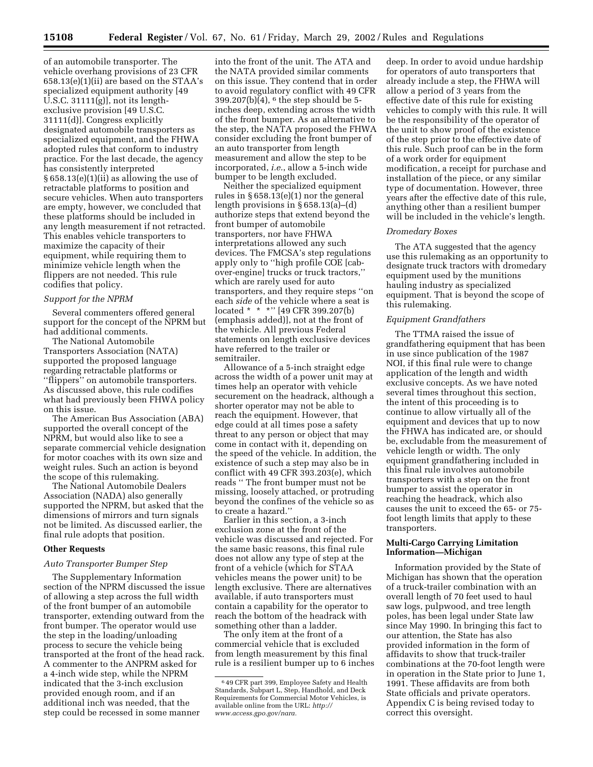of an automobile transporter. The vehicle overhang provisions of 23 CFR 658.13(e)(1)(ii) are based on the STAA's specialized equipment authority [49 U.S.C. 31111(g)], not its length-exclusive provision [49 U.S.C. 31111(d)]. Congress explicitly designated automobile transporters as specialized equipment, and the FHWA adopted rules that conform to industry practice. For the last decade, the agency has consistently interpreted § 658.13(e)(1)(ii) as allowing the use of retractable platforms to position and secure vehicles. When auto transporters are empty, however, we concluded that these platforms should be included in any length measurement if not retracted. This enables vehicle transporters to maximize the capacity of their equipment, while requiring them to minimize vehicle length when the flippers are not needed. This rule codifies that policy.

*Support for the NPRM*

Several commenters offered general support for the concept of the NPRM but had additional comments.

The National Automobile Transporters Association (NATA) supported the proposed language regarding retractable platforms or ''flippers'' on automobile transporters. As discussed above, this rule codifies what had previously been FHWA policy on this issue.

The American Bus Association (ABA) supported the overall concept of the NPRM, but would also like to see a separate commercial vehicle designation for motor coaches with its own size and weight rules. Such an action is beyond the scope of this rulemaking.

The National Automobile Dealers Association (NADA) also generally supported the NPRM, but asked that the dimensions of mirrors and turn signals not be limited. As discussed earlier, the final rule adopts that position.

**Other Requests**

*Auto Transporter Bumper Step*

The Supplementary Information section of the NPRM discussed the issue of allowing a step across the full width of the front bumper of an automobile transporter, extending outward from the front bumper. The operator would use the step in the loading/unloading process to secure the vehicle being transported at the front of the head rack. A commenter to the ANPRM asked for a 4-inch wide step, while the NPRM indicated that the 3-inch exclusion provided enough room, and if an additional inch was needed, that the step could be recessed in some manner into the front of the unit. The ATA and the NATA provided similar comments on this issue. They contend that in order to avoid regulatory conflict with 49 CFR 399.207(b)(4), [6] the step should be 5-inches deep, extending across the width of the front bumper. As an alternative to the step, the NATA proposed the FHWA consider excluding the front bumper of an auto transporter from length measurement and allow the step to be incorporated, *i.e.*, allow a 5-inch wide bumper to be length excluded.

Neither the specialized equipment rules in § 658.13(e)(1) nor the general length provisions in § 658.13(a)–(d) authorize steps that extend beyond the front bumper of automobile transporters, nor have FHWA interpretations allowed any such devices. The FMCSA's step regulations apply only to ''high profile COE [cab-over-engine] trucks or truck tractors,'' which are rarely used for auto transporters, and they require steps ''on each *side* of the vehicle where a seat is located * * *'' [49 CFR 399.207(b) (emphasis added)], not at the front of the vehicle. All previous Federal statements on length exclusive devices have referred to the trailer or semitrailer.

Allowance of a 5-inch straight edge across the width of a power unit may at times help an operator with vehicle securement on the headrack, although a shorter operator may not be able to reach the equipment. However, that edge could at all times pose a safety threat to any person or object that may come in contact with it, depending on the speed of the vehicle. In addition, the existence of such a step may also be in conflict with 49 CFR 393.203(e), which reads '' The front bumper must not be missing, loosely attached, or protruding beyond the confines of the vehicle so as to create a hazard.''

Earlier in this section, a 3-inch exclusion zone at the front of the vehicle was discussed and rejected. For the same basic reasons, this final rule does not allow any type of step at the front of a vehicle (which for STAA vehicles means the power unit) to be length exclusive. There are alternatives available, if auto transporters must contain a capability for the operator to reach the bottom of the headrack with something other than a ladder.

The only item at the front of a commercial vehicle that is excluded from length measurement by this final rule is a resilient bumper up to 6 inches deep. In order to avoid undue hardship for operators of auto transporters that already include a step, the FHWA will allow a period of 3 years from the effective date of this rule for existing vehicles to comply with this rule. It will be the responsibility of the operator of the unit to show proof of the existence of the step prior to the effective date of this rule. Such proof can be in the form of a work order for equipment modification, a receipt for purchase and installation of the piece, or any similar type of documentation. However, three years after the effective date of this rule, anything other than a resilient bumper will be included in the vehicle's length.

*Dromedary Boxes*

The ATA suggested that the agency use this rulemaking as an opportunity to designate truck tractors with dromedary equipment used by the munitions hauling industry as specialized equipment. That is beyond the scope of this rulemaking.

*Equipment Grandfathers*

The TTMA raised the issue of grandfathering equipment that has been in use since publication of the 1987 NOI, if this final rule were to change application of the length and width exclusive concepts. As we have noted several times throughout this section, the intent of this proceeding is to continue to allow virtually all of the equipment and devices that up to now the FHWA has indicated are, or should be, excludable from the measurement of vehicle length or width. The only equipment grandfathering included in this final rule involves automobile transporters with a step on the front bumper to assist the operator in reaching the headrack, which also causes the unit to exceed the 65- or 75-foot length limits that apply to these transporters.

**Multi-Cargo Carrying Limitation Information—Michigan**

Information provided by the State of Michigan has shown that the operation of a truck-trailer combination with an overall length of 70 feet used to haul saw logs, pulpwood, and tree length poles, has been legal under State law since May 1990. In bringing this fact to our attention, the State has also provided information in the form of affidavits to show that truck-trailer combinations at the 70-foot length were in operation in the State prior to June 1, 1991. These affidavits are from both State officials and private operators. Appendix C is being revised today to correct this oversight.

[6] 49 CFR part 399, Employee Safety and Health Standards, Subpart L, Step, Handhold, and Deck Requirements for Commercial Motor Vehicles, is available online from the URL: *http://www.access.gpo.gov/nara.*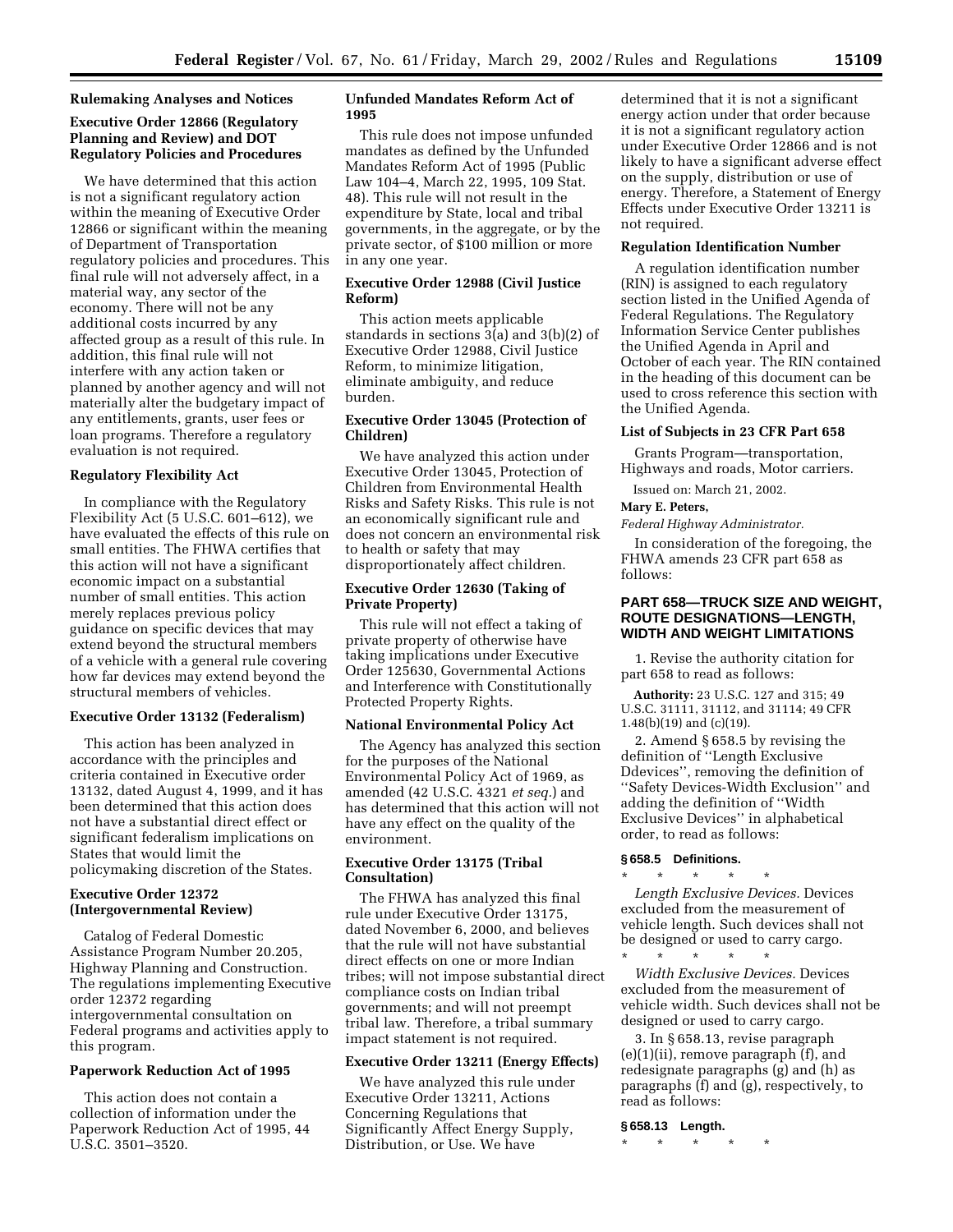## Rulemaking Analyses and Notices

### Executive Order 12866 (Regulatory Planning and Review) and DOT Regulatory Policies and Procedures

We have determined that this action is not a significant regulatory action within the meaning of Executive Order 12866 or significant within the meaning of Department of Transportation regulatory policies and procedures. This final rule will not adversely affect, in a material way, any sector of the economy. There will not be any additional costs incurred by any affected group as a result of this rule. In addition, this final rule will not interfere with any action taken or planned by another agency and will not materially alter the budgetary impact of any entitlements, grants, user fees or loan programs. Therefore a regulatory evaluation is not required.

### Regulatory Flexibility Act

In compliance with the Regulatory Flexibility Act (5 U.S.C. 601–612), we have evaluated the effects of this rule on small entities. The FHWA certifies that this action will not have a significant economic impact on a substantial number of small entities. This action merely replaces previous policy guidance on specific devices that may extend beyond the structural members of a vehicle with a general rule covering how far devices may extend beyond the structural members of vehicles.

### Executive Order 13132 (Federalism)

This action has been analyzed in accordance with the principles and criteria contained in Executive order 13132, dated August 4, 1999, and it has been determined that this action does not have a substantial direct effect or significant federalism implications on States that would limit the policymaking discretion of the States.

### Executive Order 12372 (Intergovernmental Review)

Catalog of Federal Domestic Assistance Program Number 20.205, Highway Planning and Construction. The regulations implementing Executive order 12372 regarding intergovernmental consultation on Federal programs and activities apply to this program.

### Paperwork Reduction Act of 1995

This action does not contain a collection of information under the Paperwork Reduction Act of 1995, 44 U.S.C. 3501–3520.

### Unfunded Mandates Reform Act of 1995

This rule does not impose unfunded mandates as defined by the Unfunded Mandates Reform Act of 1995 (Public Law 104–4, March 22, 1995, 109 Stat. 48). This rule will not result in the expenditure by State, local and tribal governments, in the aggregate, or by the private sector, of $100 million or more in any one year.

### Executive Order 12988 (Civil Justice Reform)

This action meets applicable standards in sections 3(a) and 3(b)(2) of Executive Order 12988, Civil Justice Reform, to minimize litigation, eliminate ambiguity, and reduce burden.

### Executive Order 13045 (Protection of Children)

We have analyzed this action under Executive Order 13045, Protection of Children from Environmental Health Risks and Safety Risks. This rule is not an economically significant rule and does not concern an environmental risk to health or safety that may disproportionately affect children.

### Executive Order 12630 (Taking of Private Property)

This rule will not effect a taking of private property of otherwise have taking implications under Executive Order 125630, Governmental Actions and Interference with Constitutionally Protected Property Rights.

### National Environmental Policy Act

The Agency has analyzed this section for the purposes of the National Environmental Policy Act of 1969, as amended (42 U.S.C. 4321 *et seq.*) and has determined that this action will not have any effect on the quality of the environment.

### Executive Order 13175 (Tribal Consultation)

The FHWA has analyzed this final rule under Executive Order 13175, dated November 6, 2000, and believes that the rule will not have substantial direct effects on one or more Indian tribes; will not impose substantial direct compliance costs on Indian tribal governments; and will not preempt tribal law. Therefore, a tribal summary impact statement is not required.

### Executive Order 13211 (Energy Effects)

We have analyzed this rule under Executive Order 13211, Actions Concerning Regulations that Significantly Affect Energy Supply, Distribution, or Use. We have determined that it is not a significant energy action under that order because it is not a significant regulatory action under Executive Order 12866 and is not likely to have a significant adverse effect on the supply, distribution or use of energy. Therefore, a Statement of Energy Effects under Executive Order 13211 is not required.

### Regulation Identification Number

A regulation identification number (RIN) is assigned to each regulatory section listed in the Unified Agenda of Federal Regulations. The Regulatory Information Service Center publishes the Unified Agenda in April and October of each year. The RIN contained in the heading of this document can be used to cross reference this section with the Unified Agenda.

### List of Subjects in 23 CFR Part 658

Grants Program—transportation, Highways and roads, Motor carriers.

Issued on: March 21, 2002.

**Mary E. Peters,**

*Federal Highway Administrator.*

In consideration of the foregoing, the FHWA amends 23 CFR part 658 as follows:

## PART 658—TRUCK SIZE AND WEIGHT, ROUTE DESIGNATIONS—LENGTH, WIDTH AND WEIGHT LIMITATIONS

1. Revise the authority citation for part 658 to read as follows:

**Authority:** 23 U.S.C. 127 and 315; 49 U.S.C. 31111, 31112, and 31114; 49 CFR 1.48(b)(19) and (c)(19).

2. Amend § 658.5 by revising the definition of ''Length Exclusive Ddevices'', removing the definition of ''Safety Devices-Width Exclusion'' and adding the definition of ''Width Exclusive Devices'' in alphabetical order, to read as follows:

**§ 658.5 Definitions.**

\* \* \* \* \*

*Length Exclusive Devices.* Devices excluded from the measurement of vehicle length. Such devices shall not be designed or used to carry cargo.

\* \* \* \* \*

*Width Exclusive Devices.* Devices excluded from the measurement of vehicle width. Such devices shall not be designed or used to carry cargo.

3. In § 658.13, revise paragraph (e)(1)(ii), remove paragraph (f), and redesignate paragraphs (g) and (h) as paragraphs (f) and (g), respectively, to read as follows:

**§ 658.13 Length.**

\* \* \* \* \*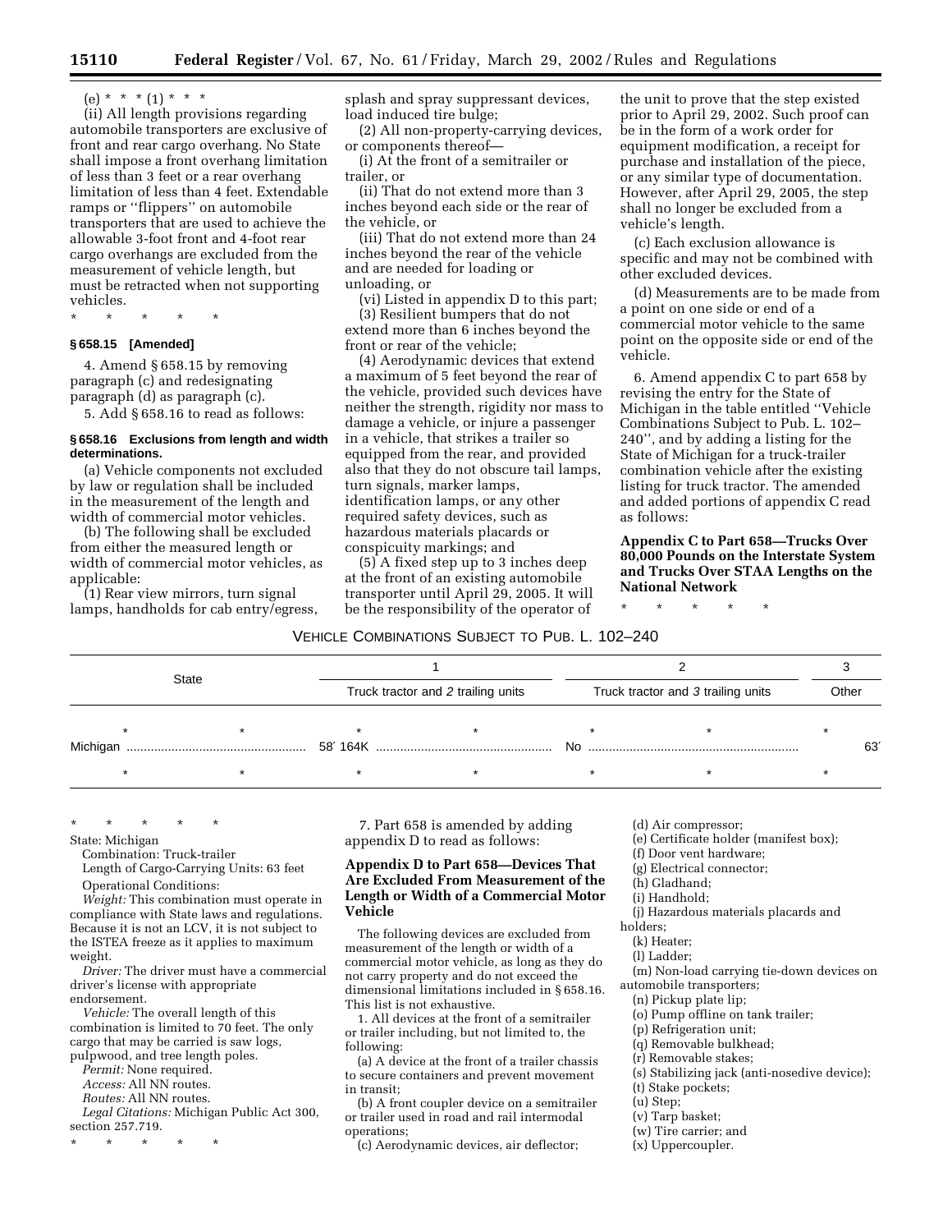(e) * * * (1) * * *

(ii) All length provisions regarding automobile transporters are exclusive of front and rear cargo overhang. No State shall impose a front overhang limitation of less than 3 feet or a rear overhang limitation of less than 4 feet. Extendable ramps or ''flippers'' on automobile transporters that are used to achieve the allowable 3-foot front and 4-foot rear cargo overhangs are excluded from the measurement of vehicle length, but must be retracted when not supporting vehicles.

\* \* \* \* \*

**§ 658.15 [Amended]**

4. Amend § 658.15 by removing paragraph (c) and redesignating paragraph (d) as paragraph (c).

5. Add § 658.16 to read as follows:

**§ 658.16 Exclusions from length and width determinations.**

(a) Vehicle components not excluded by law or regulation shall be included in the measurement of the length and width of commercial motor vehicles.

(b) The following shall be excluded from either the measured length or width of commercial motor vehicles, as applicable:

(1) Rear view mirrors, turn signal lamps, handholds for cab entry/egress, splash and spray suppressant devices, load induced tire bulge;

(2) All non-property-carrying devices, or components thereof—

(i) At the front of a semitrailer or trailer, or

(ii) That do not extend more than 3 inches beyond each side or the rear of the vehicle, or

(iii) That do not extend more than 24 inches beyond the rear of the vehicle and are needed for loading or unloading, or

(vi) Listed in appendix D to this part;

(3) Resilient bumpers that do not extend more than 6 inches beyond the front or rear of the vehicle;

(4) Aerodynamic devices that extend a maximum of 5 feet beyond the rear of the vehicle, provided such devices have neither the strength, rigidity nor mass to damage a vehicle, or injure a passenger in a vehicle, that strikes a trailer so equipped from the rear, and provided also that they do not obscure tail lamps, turn signals, marker lamps, identification lamps, or any other required safety devices, such as hazardous materials placards or conspicuity markings; and

(5) A fixed step up to 3 inches deep at the front of an existing automobile transporter until April 29, 2005. It will be the responsibility of the operator of the unit to prove that the step existed prior to April 29, 2002. Such proof can be in the form of a work order for equipment modification, a receipt for purchase and installation of the piece, or any similar type of documentation. However, after April 29, 2005, the step shall no longer be excluded from a vehicle's length.

(c) Each exclusion allowance is specific and may not be combined with other excluded devices.

(d) Measurements are to be made from a point on one side or end of a commercial motor vehicle to the same point on the opposite side or end of the vehicle.

6. Amend appendix C to part 658 by revising the entry for the State of Michigan in the table entitled ''Vehicle Combinations Subject to Pub. L. 102–240'', and by adding a listing for the State of Michigan for a truck-trailer combination vehicle after the existing listing for truck tractor. The amended and added portions of appendix C read as follows:

**Appendix C to Part 658—Trucks Over 80,000 Pounds on the Interstate System and Trucks Over STAA Lengths on the National Network**

\* \* \* \* \*

VEHICLE COMBINATIONS SUBJECT TO PUB. L. 102–240

| State | 1 | 2 | 3 |
|---|---|---|---|
| | Truck tractor and *2* trailing units | Truck tractor and *3* trailing units | Other |
| * * | * * | * * | * |
| Michigan | 58′ 164K | No | 63′ |
| * * | * * | * * | * |

\* \* \* \* \*

State: Michigan

Combination: Truck-trailer

Length of Cargo-Carrying Units: 63 feet

Operational Conditions:

*Weight:* This combination must operate in compliance with State laws and regulations. Because it is not an LCV, it is not subject to the ISTEA freeze as it applies to maximum weight.

*Driver:* The driver must have a commercial driver's license with appropriate endorsement.

*Vehicle:* The overall length of this combination is limited to 70 feet. The only cargo that may be carried is saw logs, pulpwood, and tree length poles.

*Permit:* None required.

*Access:* All NN routes.

*Routes:* All NN routes.

*Legal Citations:* Michigan Public Act 300, section 257.719.

\* \* \* \* \*

7. Part 658 is amended by adding appendix D to read as follows:

**Appendix D to Part 658—Devices That Are Excluded From Measurement of the Length or Width of a Commercial Motor Vehicle**

The following devices are excluded from measurement of the length or width of a commercial motor vehicle, as long as they do not carry property and do not exceed the dimensional limitations included in § 658.16. This list is not exhaustive.

1. All devices at the front of a semitrailer or trailer including, but not limited to, the following:

(a) A device at the front of a trailer chassis to secure containers and prevent movement in transit;

(b) A front coupler device on a semitrailer or trailer used in road and rail intermodal operations;

(c) Aerodynamic devices, air deflector;

(d) Air compressor;

(e) Certificate holder (manifest box);

(f) Door vent hardware;

(g) Electrical connector;

(h) Gladhand;

(i) Handhold;

(j) Hazardous materials placards and holders;

(k) Heater;

(l) Ladder;

(m) Non-load carrying tie-down devices on automobile transporters;

(n) Pickup plate lip;

(o) Pump offline on tank trailer;

(p) Refrigeration unit;

(q) Removable bulkhead;

(r) Removable stakes;

(s) Stabilizing jack (anti-nosedive device);

(t) Stake pockets;

(u) Step;

(v) Tarp basket;

(w) Tire carrier; and

(x) Uppercoupler.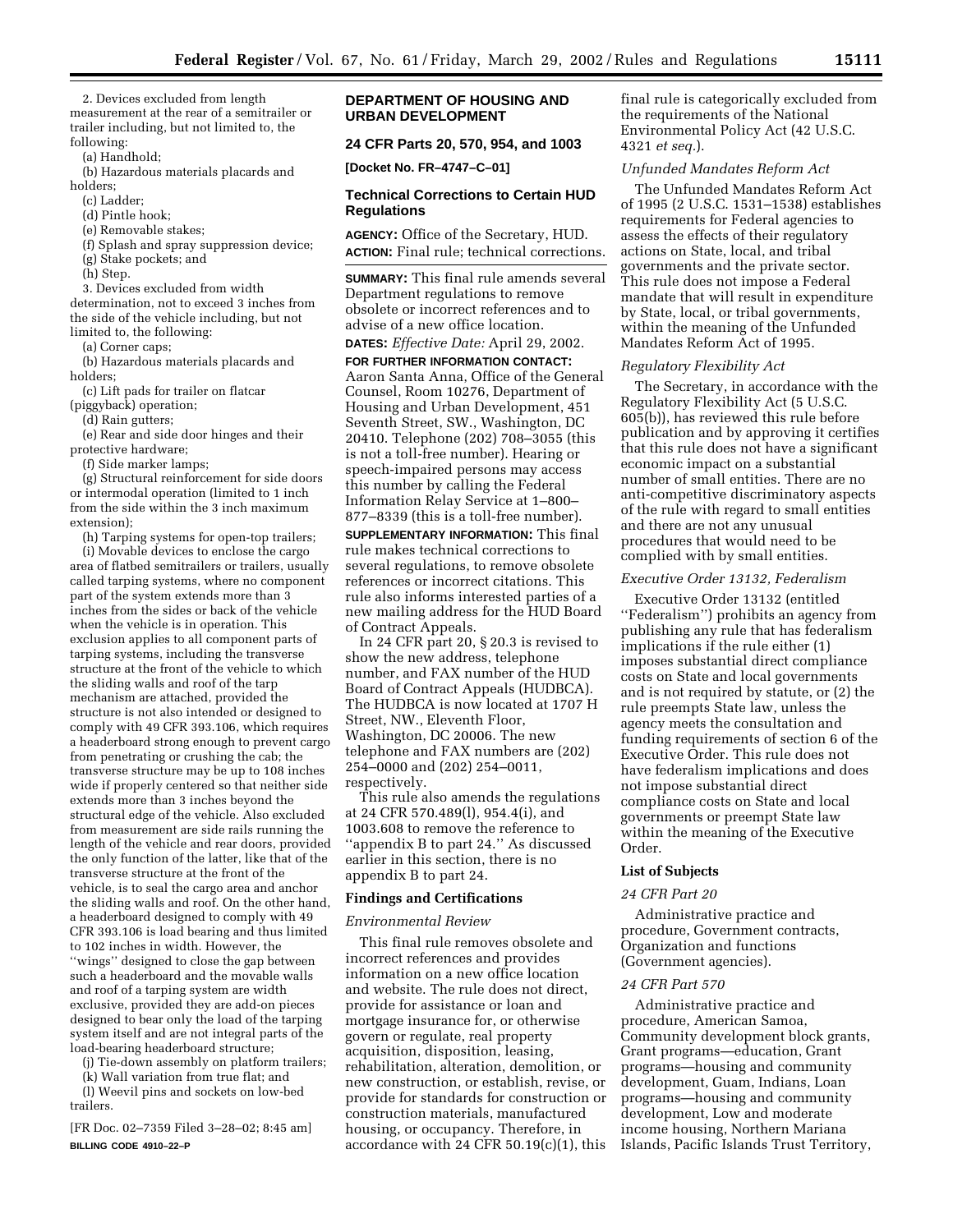2. Devices excluded from length measurement at the rear of a semitrailer or trailer including, but not limited to, the following:

(a) Handhold;

(b) Hazardous materials placards and holders;

(c) Ladder;

(d) Pintle hook;

(e) Removable stakes;

(f) Splash and spray suppression device;

(g) Stake pockets; and

(h) Step.

3. Devices excluded from width determination, not to exceed 3 inches from the side of the vehicle including, but not limited to, the following:

(a) Corner caps;

(b) Hazardous materials placards and holders;

(c) Lift pads for trailer on flatcar (piggyback) operation;

(d) Rain gutters;

(e) Rear and side door hinges and their protective hardware;

(f) Side marker lamps;

(g) Structural reinforcement for side doors or intermodal operation (limited to 1 inch from the side within the 3 inch maximum extension);

(h) Tarping systems for open-top trailers;

(i) Movable devices to enclose the cargo area of flatbed semitrailers or trailers, usually called tarping systems, where no component part of the system extends more than 3 inches from the sides or back of the vehicle when the vehicle is in operation. This exclusion applies to all component parts of tarping systems, including the transverse structure at the front of the vehicle to which the sliding walls and roof of the tarp mechanism are attached, provided the structure is not also intended or designed to comply with 49 CFR 393.106, which requires a headerboard strong enough to prevent cargo from penetrating or crushing the cab; the transverse structure may be up to 108 inches wide if properly centered so that neither side extends more than 3 inches beyond the structural edge of the vehicle. Also excluded from measurement are side rails running the length of the vehicle and rear doors, provided the only function of the latter, like that of the transverse structure at the front of the vehicle, is to seal the cargo area and anchor the sliding walls and roof. On the other hand, a headerboard designed to comply with 49 CFR 393.106 is load bearing and thus limited to 102 inches in width. However, the ''wings'' designed to close the gap between such a headerboard and the movable walls and roof of a tarping system are width exclusive, provided they are add-on pieces designed to bear only the load of the tarping system itself and are not integral parts of the load-bearing headerboard structure;

(j) Tie-down assembly on platform trailers;

(k) Wall variation from true flat; and

(l) Weevil pins and sockets on low-bed trailers.

[FR Doc. 02–7359 Filed 3–28–02; 8:45 am]

**BILLING CODE 4910–22–P**

## DEPARTMENT OF HOUSING AND URBAN DEVELOPMENT

### 24 CFR Parts 20, 570, 954, and 1003

**[Docket No. FR–4747–C–01]**

### Technical Corrections to Certain HUD Regulations

**AGENCY:** Office of the Secretary, HUD.

**ACTION:** Final rule; technical corrections.

**SUMMARY:** This final rule amends several Department regulations to remove obsolete or incorrect references and to advise of a new office location.

**DATES:** *Effective Date:* April 29, 2002.

**FOR FURTHER INFORMATION CONTACT:** Aaron Santa Anna, Office of the General Counsel, Room 10276, Department of Housing and Urban Development, 451 Seventh Street, SW., Washington, DC 20410. Telephone (202) 708–3055 (this is not a toll-free number). Hearing or speech-impaired persons may access this number by calling the Federal Information Relay Service at 1–800–877–8339 (this is a toll-free number).

**SUPPLEMENTARY INFORMATION:** This final rule makes technical corrections to several regulations, to remove obsolete references or incorrect citations. This rule also informs interested parties of a new mailing address for the HUD Board of Contract Appeals.

In 24 CFR part 20, § 20.3 is revised to show the new address, telephone number, and FAX number of the HUD Board of Contract Appeals (HUDBCA). The HUDBCA is now located at 1707 H Street, NW., Eleventh Floor, Washington, DC 20006. The new telephone and FAX numbers are (202) 254–0000 and (202) 254–0011, respectively.

This rule also amends the regulations at 24 CFR 570.489(l), 954.4(i), and 1003.608 to remove the reference to ''appendix B to part 24.'' As discussed earlier in this section, there is no appendix B to part 24.

### Findings and Certifications

#### *Environmental Review*

This final rule removes obsolete and incorrect references and provides information on a new office location and website. The rule does not direct, provide for assistance or loan and mortgage insurance for, or otherwise govern or regulate, real property acquisition, disposition, leasing, rehabilitation, alteration, demolition, or new construction, or establish, revise, or provide for standards for construction or construction materials, manufactured housing, or occupancy. Therefore, in accordance with 24 CFR 50.19(c)(1), this final rule is categorically excluded from the requirements of the National Environmental Policy Act (42 U.S.C. 4321 *et seq.*).

#### *Unfunded Mandates Reform Act*

The Unfunded Mandates Reform Act of 1995 (2 U.S.C. 1531–1538) establishes requirements for Federal agencies to assess the effects of their regulatory actions on State, local, and tribal governments and the private sector. This rule does not impose a Federal mandate that will result in expenditure by State, local, or tribal governments, within the meaning of the Unfunded Mandates Reform Act of 1995.

#### *Regulatory Flexibility Act*

The Secretary, in accordance with the Regulatory Flexibility Act (5 U.S.C. 605(b)), has reviewed this rule before publication and by approving it certifies that this rule does not have a significant economic impact on a substantial number of small entities. There are no anti-competitive discriminatory aspects of the rule with regard to small entities and there are not any unusual procedures that would need to be complied with by small entities.

#### *Executive Order 13132, Federalism*

Executive Order 13132 (entitled ''Federalism'') prohibits an agency from publishing any rule that has federalism implications if the rule either (1) imposes substantial direct compliance costs on State and local governments and is not required by statute, or (2) the rule preempts State law, unless the agency meets the consultation and funding requirements of section 6 of the Executive Order. This rule does not have federalism implications and does not impose substantial direct compliance costs on State and local governments or preempt State law within the meaning of the Executive Order.

### List of Subjects

#### *24 CFR Part 20*

Administrative practice and procedure, Government contracts, Organization and functions (Government agencies).

#### *24 CFR Part 570*

Administrative practice and procedure, American Samoa, Community development block grants, Grant programs—education, Grant programs—housing and community development, Guam, Indians, Loan programs—housing and community development, Low and moderate income housing, Northern Mariana Islands, Pacific Islands Trust Territory,